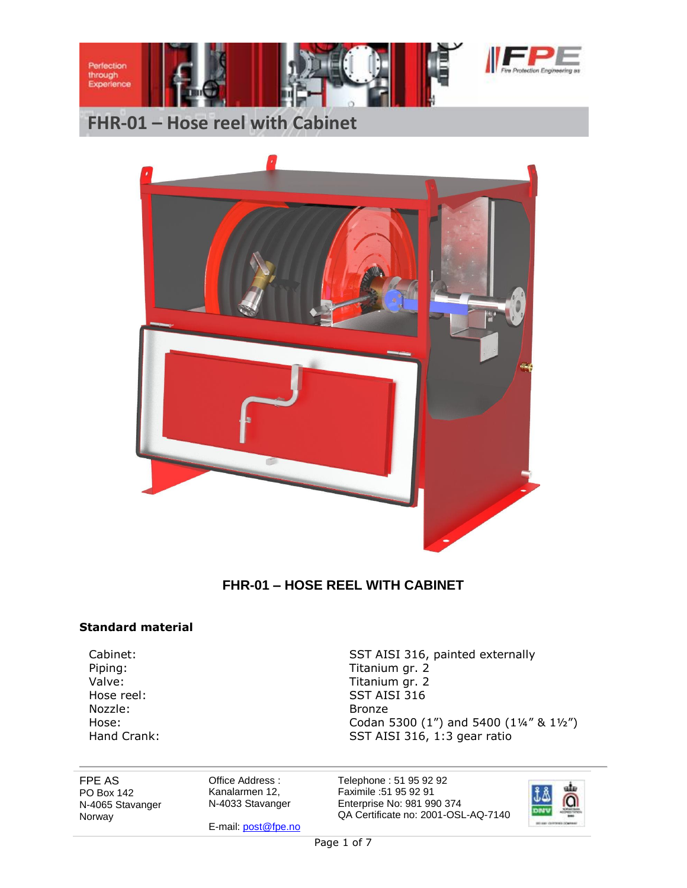# FHR-01 – Hose reel with Cabinet

**FHR-01 – HOSE REEL WITH CABINET**

### Standard material

| | |
|---|---|
| Cabinet: | SST AISI 316, painted externally |
| Piping: | Titanium gr. 2 |
| Valve: | Titanium gr. 2 |
| Hose reel: | SST AISI 316 |
| Nozzle: | Bronze |
| Hose: | Codan 5300 (1”) and 5400 (1¼” & 1½”) |
| Hand Crank: | SST AISI 316, 1:3 gear ratio |

FPE AS
PO Box 142
N-4065 Stavanger
Norway

Office Address :
Kanalarmen 12,
N-4033 Stavanger

E-mail: post@fpe.no

Telephone : 51 95 92 92
Faximile :51 95 92 91
Enterprise No: 981 990 374
QA Certificate no: 2001-OSL-AQ-7140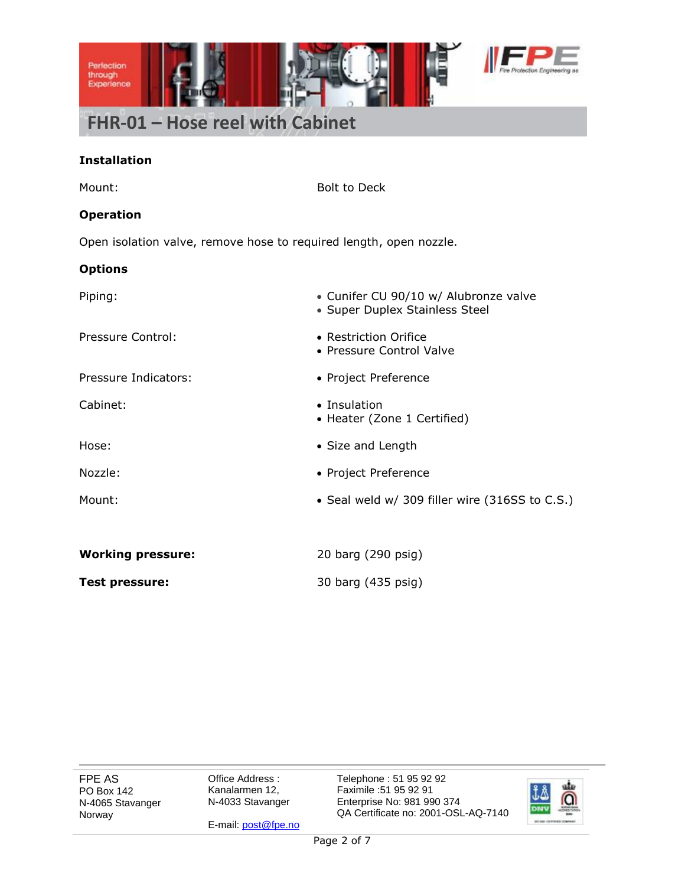# FHR-01 – Hose reel with Cabinet

**Installation**

| | |
|---|---|
| Mount: | Bolt to Deck |

**Operation**

Open isolation valve, remove hose to required length, open nozzle.

**Options**

| | |
|---|---|
| Piping: | • Cunifer CU 90/10 w/ Alubronze valve<br>• Super Duplex Stainless Steel |
| Pressure Control: | • Restriction Orifice<br>• Pressure Control Valve |
| Pressure Indicators: | • Project Preference |
| Cabinet: | • Insulation<br>• Heater (Zone 1 Certified) |
| Hose: | • Size and Length |
| Nozzle: | • Project Preference |
| Mount: | • Seal weld w/ 309 filler wire (316SS to C.S.) |

| | |
|---|---|
| **Working pressure:** | 20 barg (290 psig) |
| **Test pressure:** | 30 barg (435 psig) |

FPE AS
PO Box 142
N-4065 Stavanger
Norway

Office Address :
Kanalarmen 12,
N-4033 Stavanger

E-mail: post@fpe.no

Telephone : 51 95 92 92
Faximile :51 95 92 91
Enterprise No: 981 990 374
QA Certificate no: 2001-OSL-AQ-7140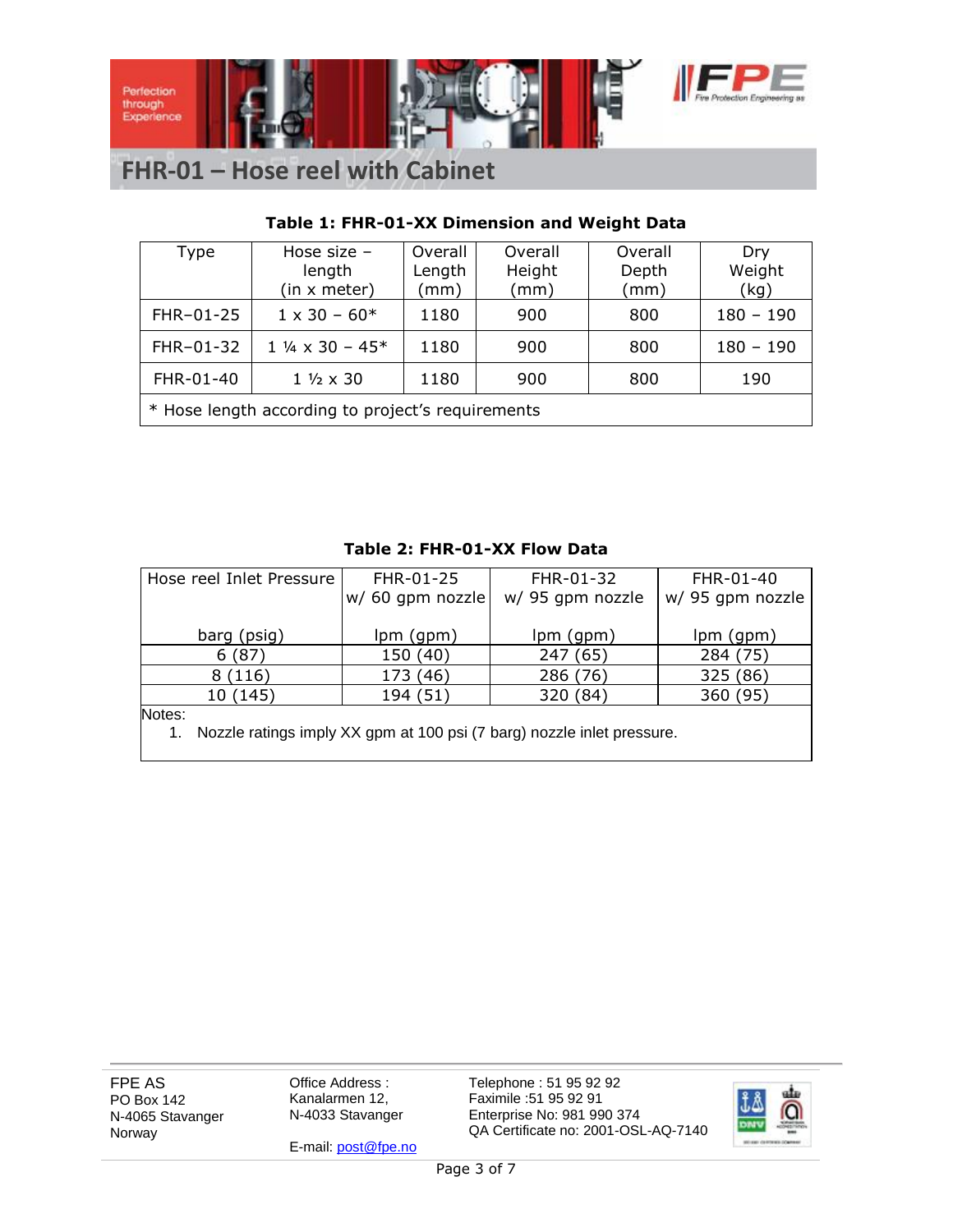# FHR-01 – Hose reel with Cabinet

**Table 1: FHR-01-XX Dimension and Weight Data**

| Type | Hose size – length (in x meter) | Overall Length (mm) | Overall Height (mm) | Overall Depth (mm) | Dry Weight (kg) |
|---|---|---|---|---|---|
| FHR–01-25 | 1 x 30 – 60* | 1180 | 900 | 800 | 180 – 190 |
| FHR–01-32 | 1 ¼ x 30 – 45* | 1180 | 900 | 800 | 180 – 190 |
| FHR-01-40 | 1 ½ x 30 | 1180 | 900 | 800 | 190 |
| * Hose length according to project's requirements | | | | | |

**Table 2: FHR-01-XX Flow Data**

| Hose reel Inlet Pressure barg (psig) | FHR-01-25 w/ 60 gpm nozzle lpm (gpm) | FHR-01-32 w/ 95 gpm nozzle lpm (gpm) | FHR-01-40 w/ 95 gpm nozzle lpm (gpm) |
|---|---|---|---|
| 6 (87) | 150 (40) | 247 (65) | 284 (75) |
| 8 (116) | 173 (46) | 286 (76) | 325 (86) |
| 10 (145) | 194 (51) | 320 (84) | 360 (95) |

Notes:

1. Nozzle ratings imply XX gpm at 100 psi (7 barg) nozzle inlet pressure.

FPE AS
PO Box 142
N-4065 Stavanger
Norway

Office Address :
Kanalarmen 12,
N-4033 Stavanger

E-mail: post@fpe.no

Telephone : 51 95 92 92
Faximile :51 95 92 91
Enterprise No: 981 990 374
QA Certificate no: 2001-OSL-AQ-7140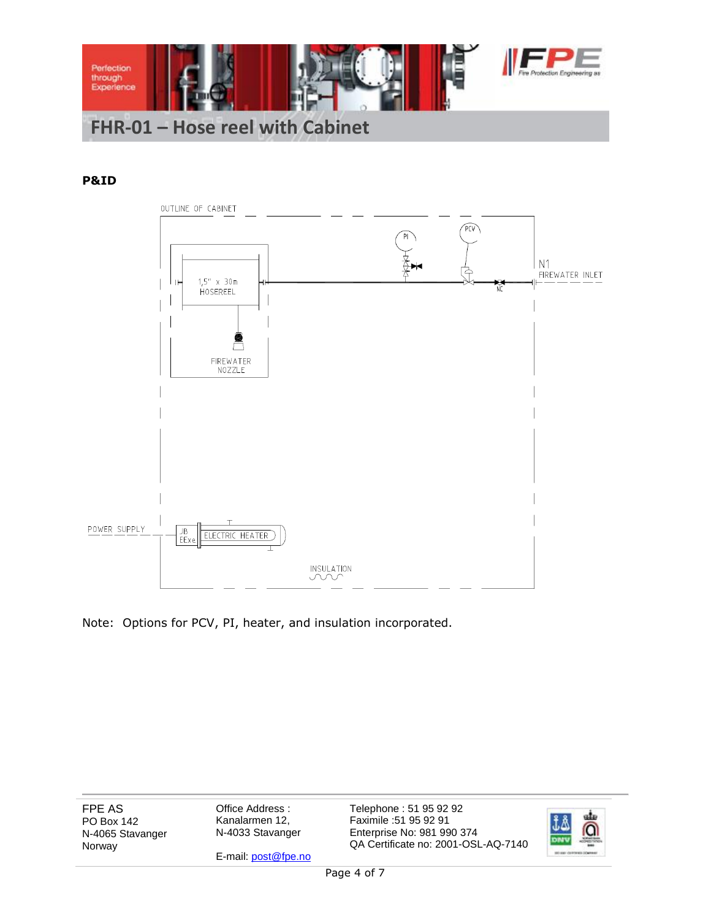# FHR-01 – Hose reel with Cabinet

**P&ID**

OUTLINE OF CABINET

1,5" x 30m HOSEREEL

FIREWATER NOZZLE

PI

PCV

NC

N1 FIREWATER INLET

POWER SUPPLY

JB EExe

ELECTRIC HEATER

INSULATION

Note: Options for PCV, PI, heater, and insulation incorporated.

FPE AS
PO Box 142
N-4065 Stavanger
Norway

Office Address :
Kanalarmen 12,
N-4033 Stavanger

E-mail: post@fpe.no

Telephone : 51 95 92 92
Faximile :51 95 92 91
Enterprise No: 981 990 374
QA Certificate no: 2001-OSL-AQ-7140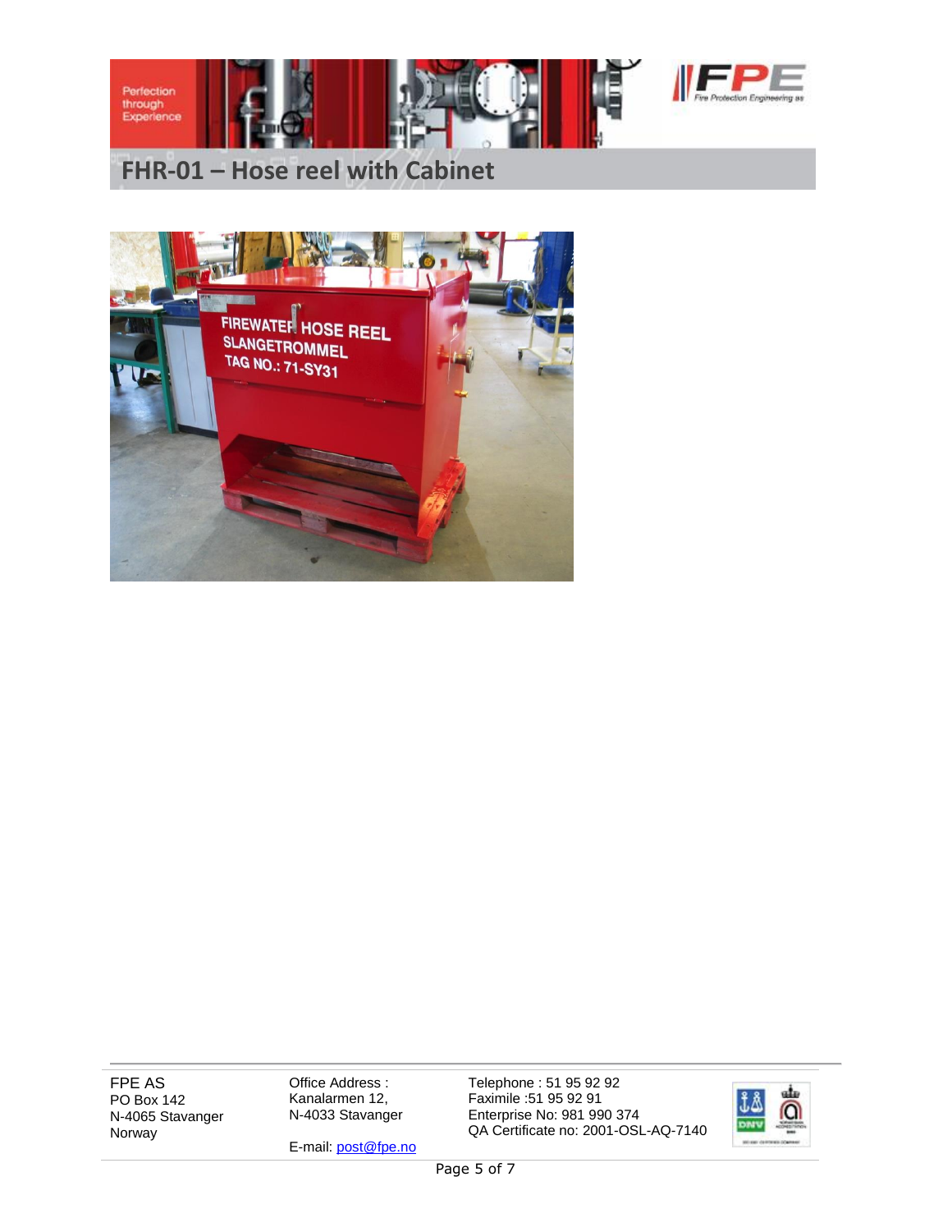# FHR-01 – Hose reel with Cabinet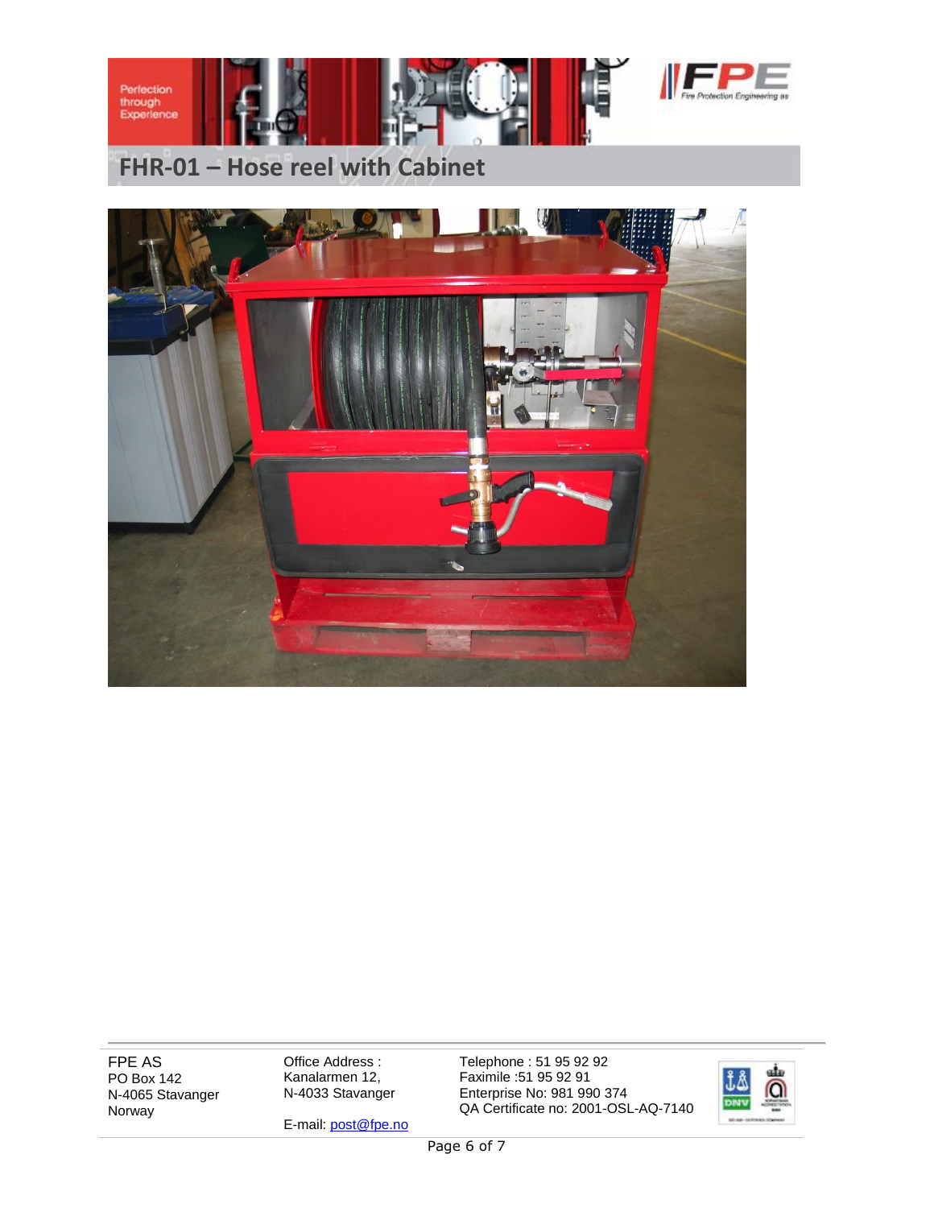# FHR-01 – Hose reel with Cabinet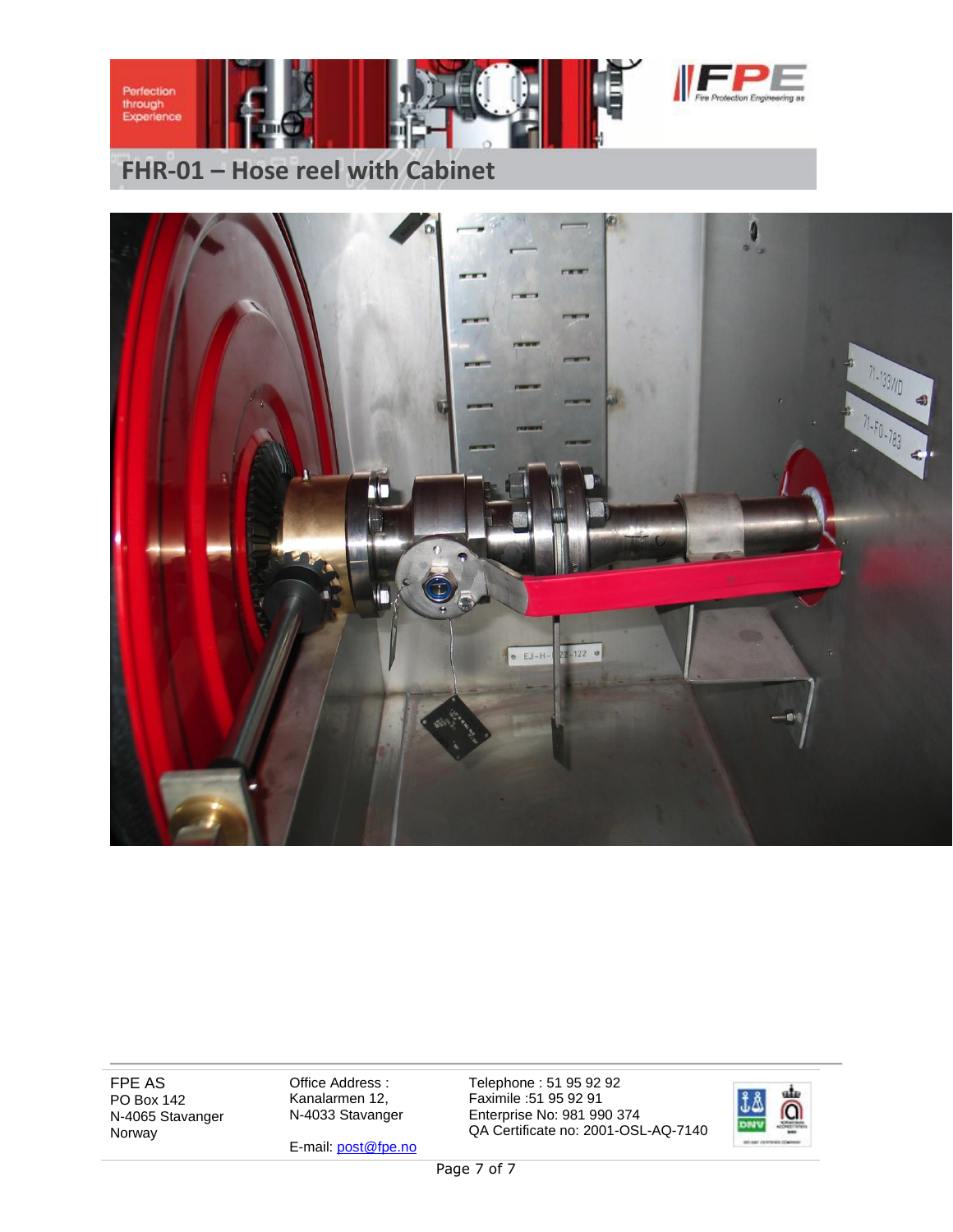# FHR-01 – Hose reel with Cabinet